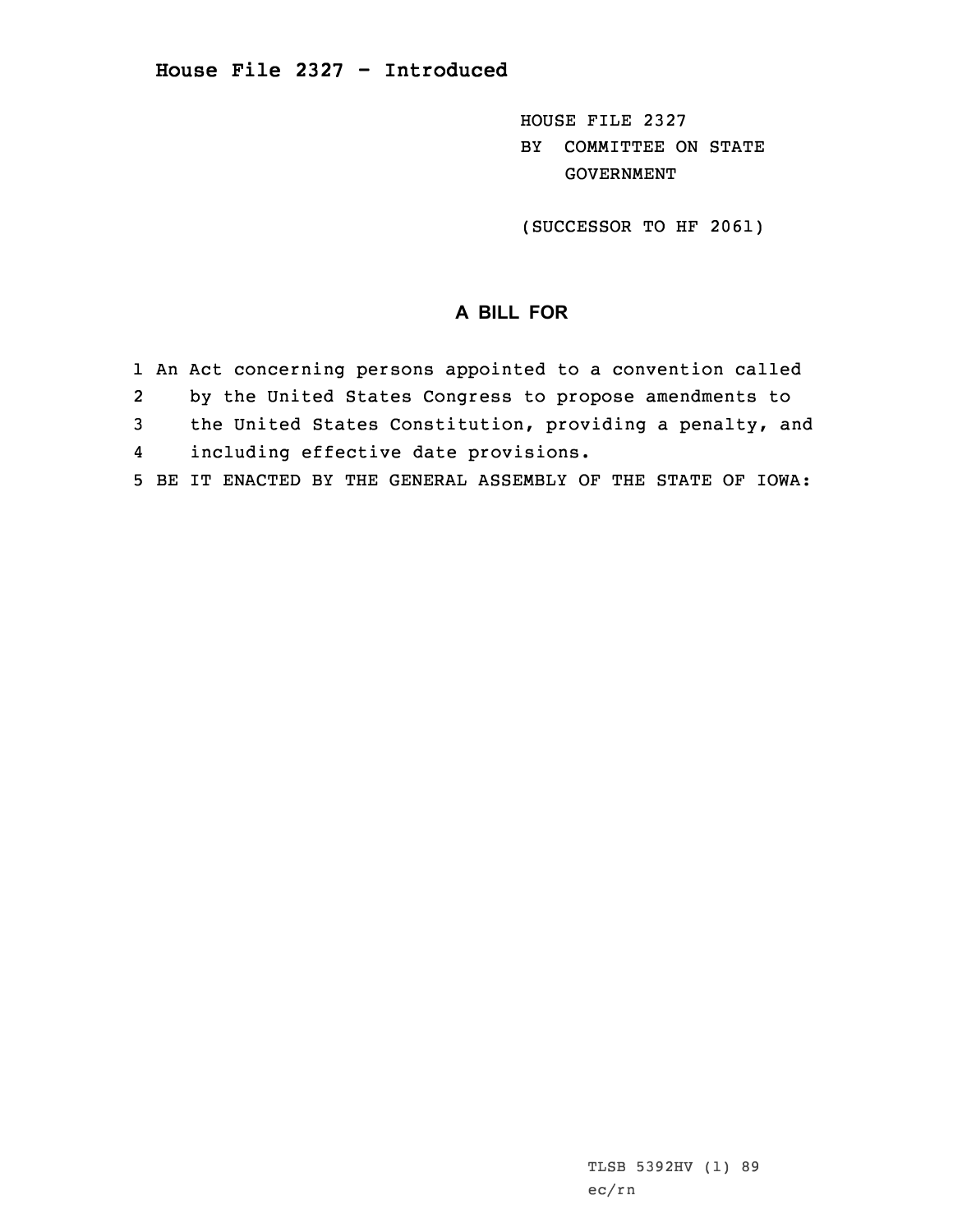# House File 2327 - Introduced

HOUSE FILE 2327
BY COMMITTEE ON STATE GOVERNMENT

(SUCCESSOR TO HF 2061)

## A BILL FOR

1 An Act concerning persons appointed to a convention called
2 by the United States Congress to propose amendments to
3 the United States Constitution, providing a penalty, and
4 including effective date provisions.
5 BE IT ENACTED BY THE GENERAL ASSEMBLY OF THE STATE OF IOWA:

TLSB 5392HV (1) 89
ec/rn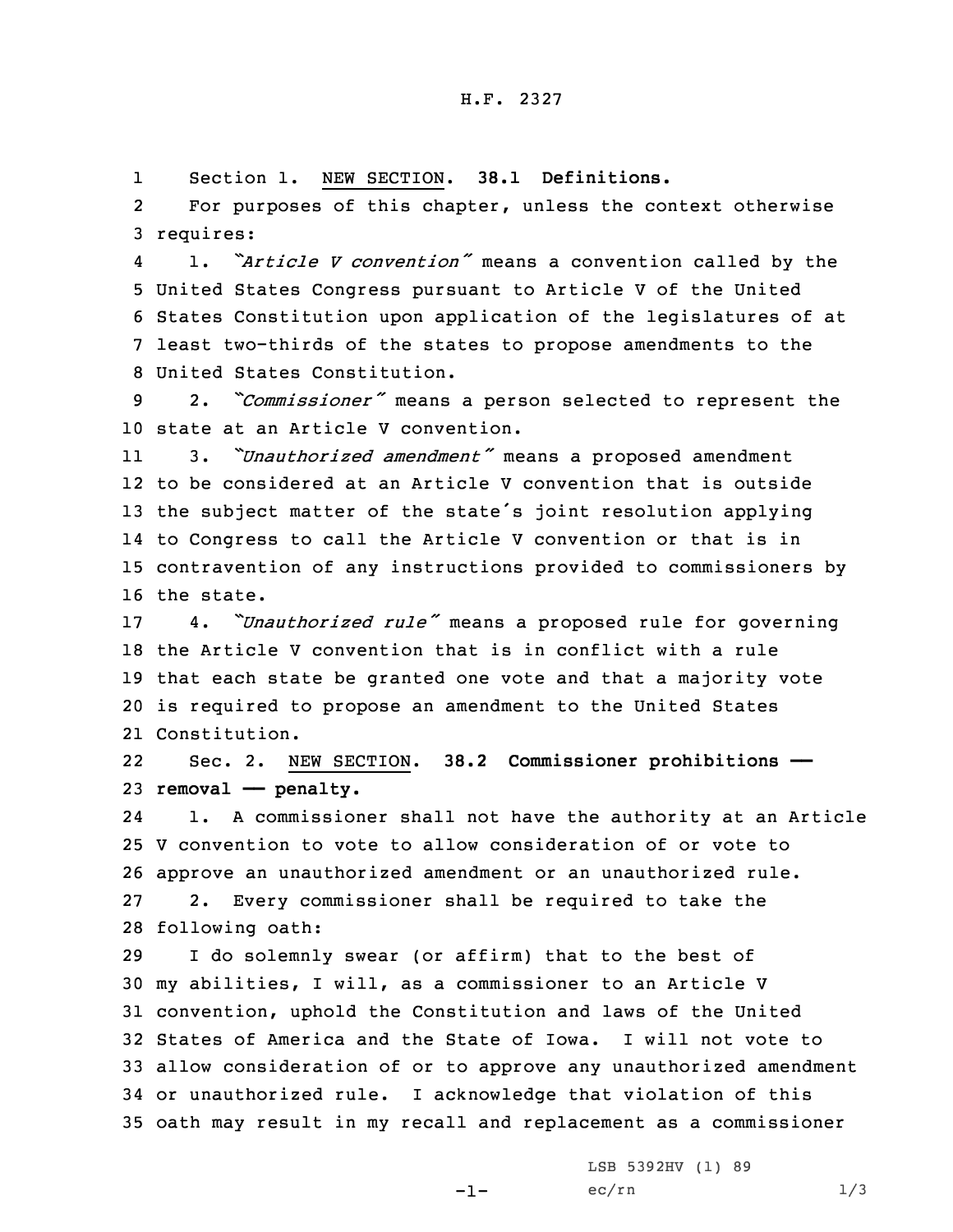H.F. 2327

Section 1. NEW SECTION. **38.1 Definitions.**

For purposes of this chapter, unless the context otherwise requires:

1. *"Article V convention"* means a convention called by the United States Congress pursuant to Article V of the United States Constitution upon application of the legislatures of at least two-thirds of the states to propose amendments to the United States Constitution.

2. *"Commissioner"* means a person selected to represent the state at an Article V convention.

3. *"Unauthorized amendment"* means a proposed amendment to be considered at an Article V convention that is outside the subject matter of the state's joint resolution applying to Congress to call the Article V convention or that is in contravention of any instructions provided to commissioners by the state.

4. *"Unauthorized rule"* means a proposed rule for governing the Article V convention that is in conflict with a rule that each state be granted one vote and that a majority vote is required to propose an amendment to the United States Constitution.

Sec. 2. NEW SECTION. **38.2 Commissioner prohibitions — removal — penalty.**

1. A commissioner shall not have the authority at an Article V convention to vote to allow consideration of or vote to approve an unauthorized amendment or an unauthorized rule.

2. Every commissioner shall be required to take the following oath:

I do solemnly swear (or affirm) that to the best of my abilities, I will, as a commissioner to an Article V convention, uphold the Constitution and laws of the United States of America and the State of Iowa. I will not vote to allow consideration of or to approve any unauthorized amendment or unauthorized rule. I acknowledge that violation of this oath may result in my recall and replacement as a commissioner

LSB 5392HV (1) 89
ec/rn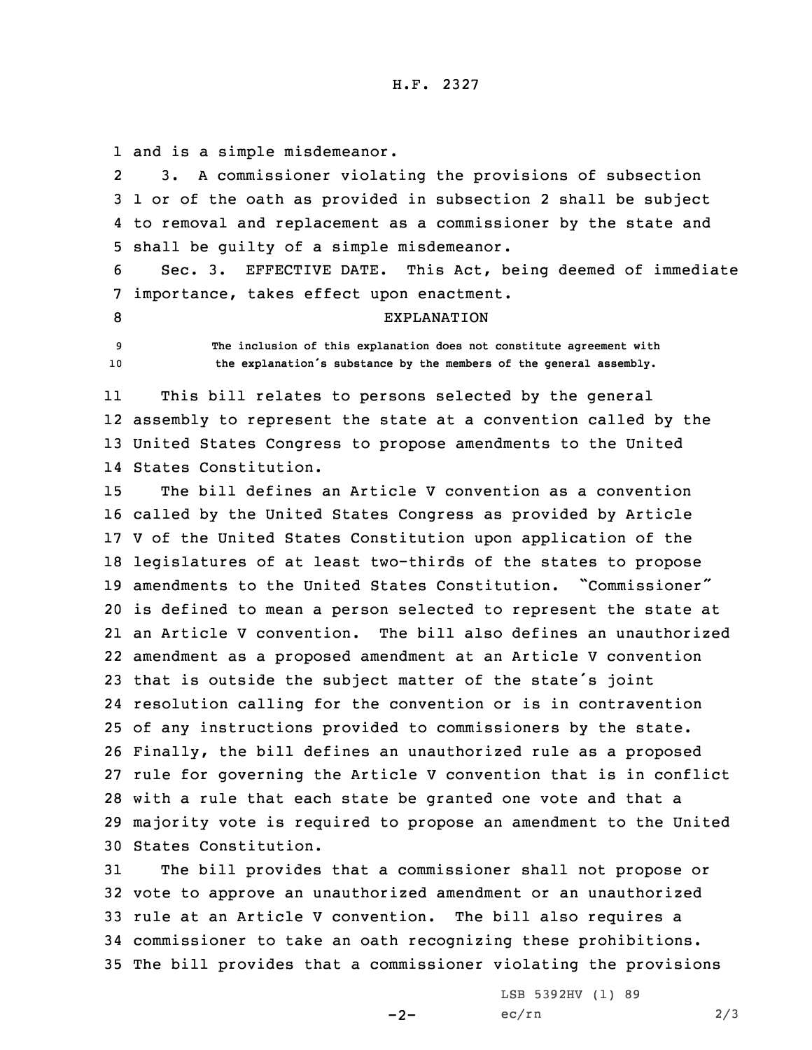and is a simple misdemeanor.

3. A commissioner violating the provisions of subsection 1 or of the oath as provided in subsection 2 shall be subject to removal and replacement as a commissioner by the state and shall be guilty of a simple misdemeanor.

Sec. 3. EFFECTIVE DATE. This Act, being deemed of immediate importance, takes effect upon enactment.

EXPLANATION

The inclusion of this explanation does not constitute agreement with the explanation's substance by the members of the general assembly.

This bill relates to persons selected by the general assembly to represent the state at a convention called by the United States Congress to propose amendments to the United States Constitution.

The bill defines an Article V convention as a convention called by the United States Congress as provided by Article V of the United States Constitution upon application of the legislatures of at least two-thirds of the states to propose amendments to the United States Constitution. "Commissioner" is defined to mean a person selected to represent the state at an Article V convention. The bill also defines an unauthorized amendment as a proposed amendment at an Article V convention that is outside the subject matter of the state's joint resolution calling for the convention or is in contravention of any instructions provided to commissioners by the state. Finally, the bill defines an unauthorized rule as a proposed rule for governing the Article V convention that is in conflict with a rule that each state be granted one vote and that a majority vote is required to propose an amendment to the United States Constitution.

The bill provides that a commissioner shall not propose or vote to approve an unauthorized amendment or an unauthorized rule at an Article V convention. The bill also requires a commissioner to take an oath recognizing these prohibitions. The bill provides that a commissioner violating the provisions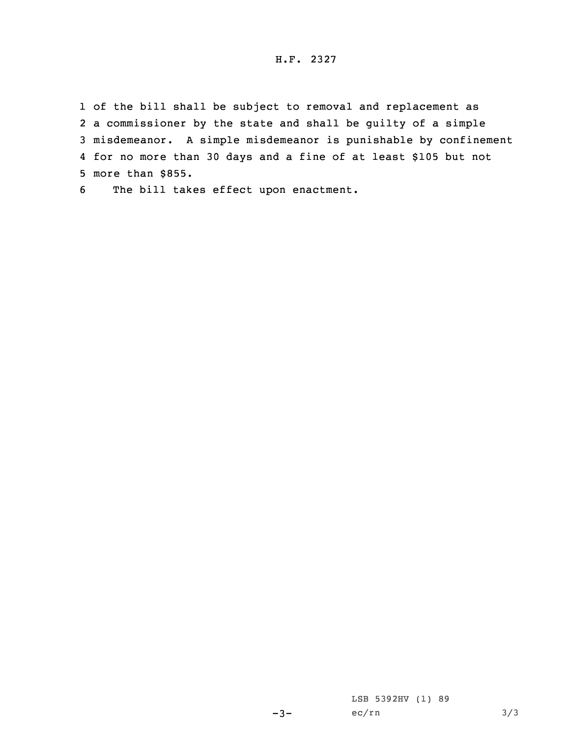of the bill shall be subject to removal and replacement as a commissioner by the state and shall be guilty of a simple misdemeanor. A simple misdemeanor is punishable by confinement for no more than 30 days and a fine of at least $105 but not more than $855.

The bill takes effect upon enactment.

LSB 5392HV (1) 89
ec/rn